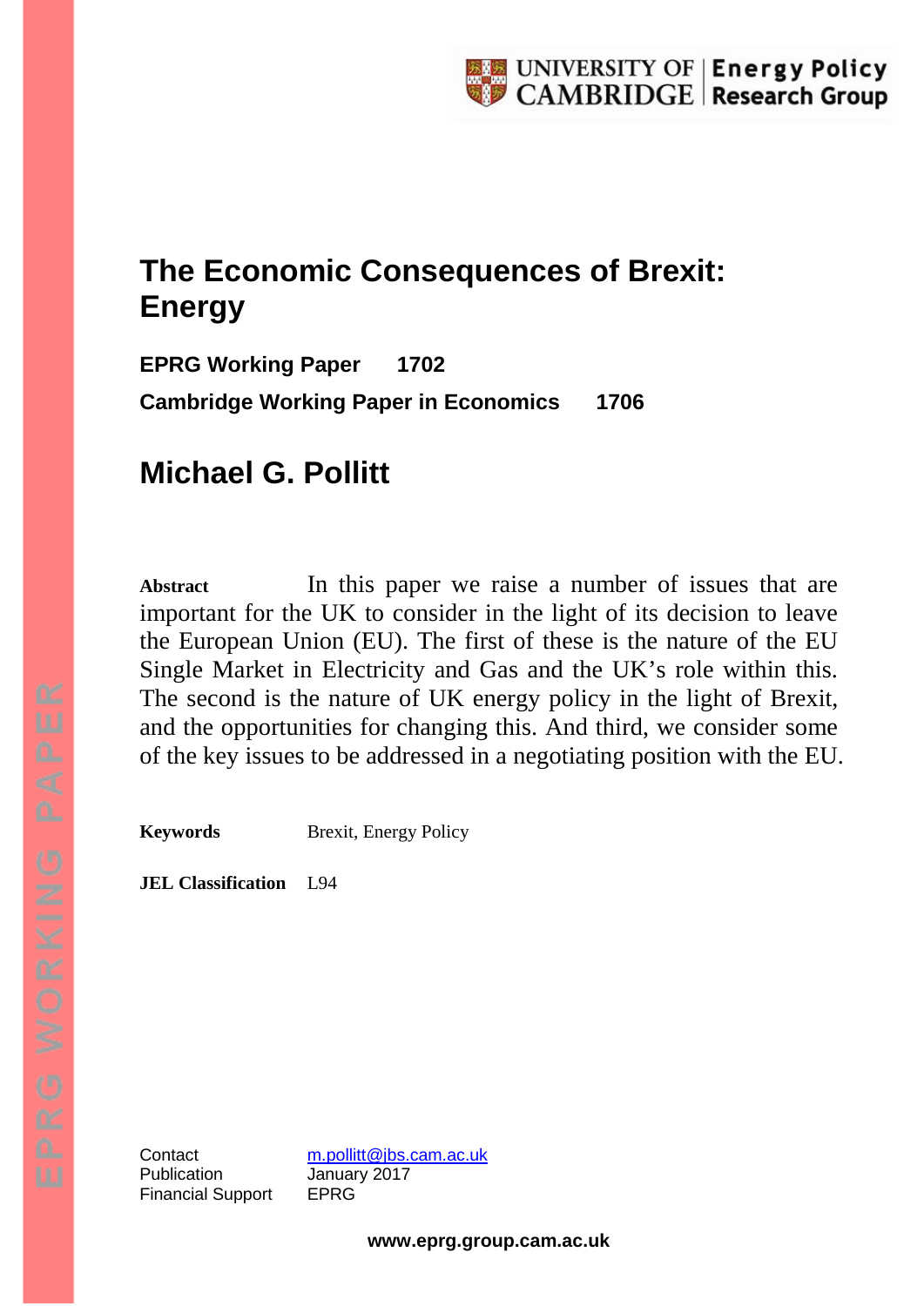# The Economic Consequences of Brexit: Energy

**EPRG Working Paper 1702**

**Cambridge Working Paper in Economics 1706**

## Michael G. Pollitt

**Abstract** In this paper we raise a number of issues that are important for the UK to consider in the light of its decision to leave the European Union (EU). The first of these is the nature of the EU Single Market in Electricity and Gas and the UK's role within this. The second is the nature of UK energy policy in the light of Brexit, and the opportunities for changing this. And third, we consider some of the key issues to be addressed in a negotiating position with the EU.

**Keywords** Brexit, Energy Policy

**JEL Classification** L94

Contact m.pollitt@jbs.cam.ac.uk
Publication January 2017
Financial Support EPRG

www.eprg.group.cam.ac.uk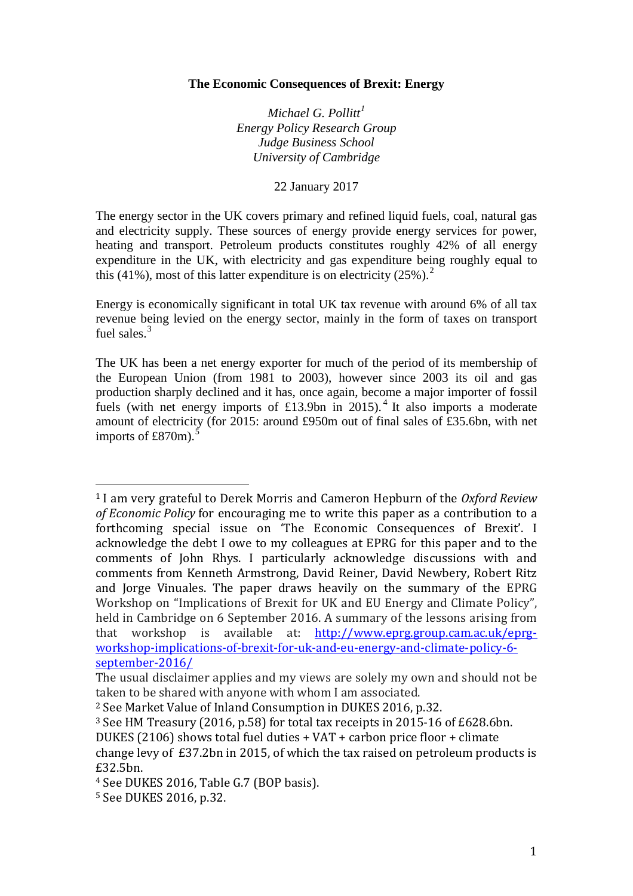**The Economic Consequences of Brexit: Energy**

*Michael G. Pollitt*[1]
*Energy Policy Research Group*
*Judge Business School*
*University of Cambridge*

22 January 2017

The energy sector in the UK covers primary and refined liquid fuels, coal, natural gas and electricity supply. These sources of energy provide energy services for power, heating and transport. Petroleum products constitutes roughly 42% of all energy expenditure in the UK, with electricity and gas expenditure being roughly equal to this (41%), most of this latter expenditure is on electricity (25%).[2]

Energy is economically significant in total UK tax revenue with around 6% of all tax revenue being levied on the energy sector, mainly in the form of taxes on transport fuel sales.[3]

The UK has been a net energy exporter for much of the period of its membership of the European Union (from 1981 to 2003), however since 2003 its oil and gas production sharply declined and it has, once again, become a major importer of fossil fuels (with net energy imports of £13.9bn in 2015).[4] It also imports a moderate amount of electricity (for 2015: around £950m out of final sales of £35.6bn, with net imports of £870m).[5]

---

[1] I am very grateful to Derek Morris and Cameron Hepburn of the *Oxford Review of Economic Policy* for encouraging me to write this paper as a contribution to a forthcoming special issue on 'The Economic Consequences of Brexit'. I acknowledge the debt I owe to my colleagues at EPRG for this paper and to the comments of John Rhys. I particularly acknowledge discussions with and comments from Kenneth Armstrong, David Reiner, David Newbery, Robert Ritz and Jorge Vinuales. The paper draws heavily on the summary of the EPRG Workshop on "Implications of Brexit for UK and EU Energy and Climate Policy", held in Cambridge on 6 September 2016. A summary of the lessons arising from that workshop is available at: http://www.eprg.group.cam.ac.uk/eprg-workshop-implications-of-brexit-for-uk-and-eu-energy-and-climate-policy-6-september-2016/

The usual disclaimer applies and my views are solely my own and should not be taken to be shared with anyone with whom I am associated.

[2] See Market Value of Inland Consumption in DUKES 2016, p.32.

[3] See HM Treasury (2016, p.58) for total tax receipts in 2015-16 of £628.6bn. DUKES (2106) shows total fuel duties + VAT + carbon price floor + climate change levy of £37.2bn in 2015, of which the tax raised on petroleum products is £32.5bn.

[4] See DUKES 2016, Table G.7 (BOP basis).

[5] See DUKES 2016, p.32.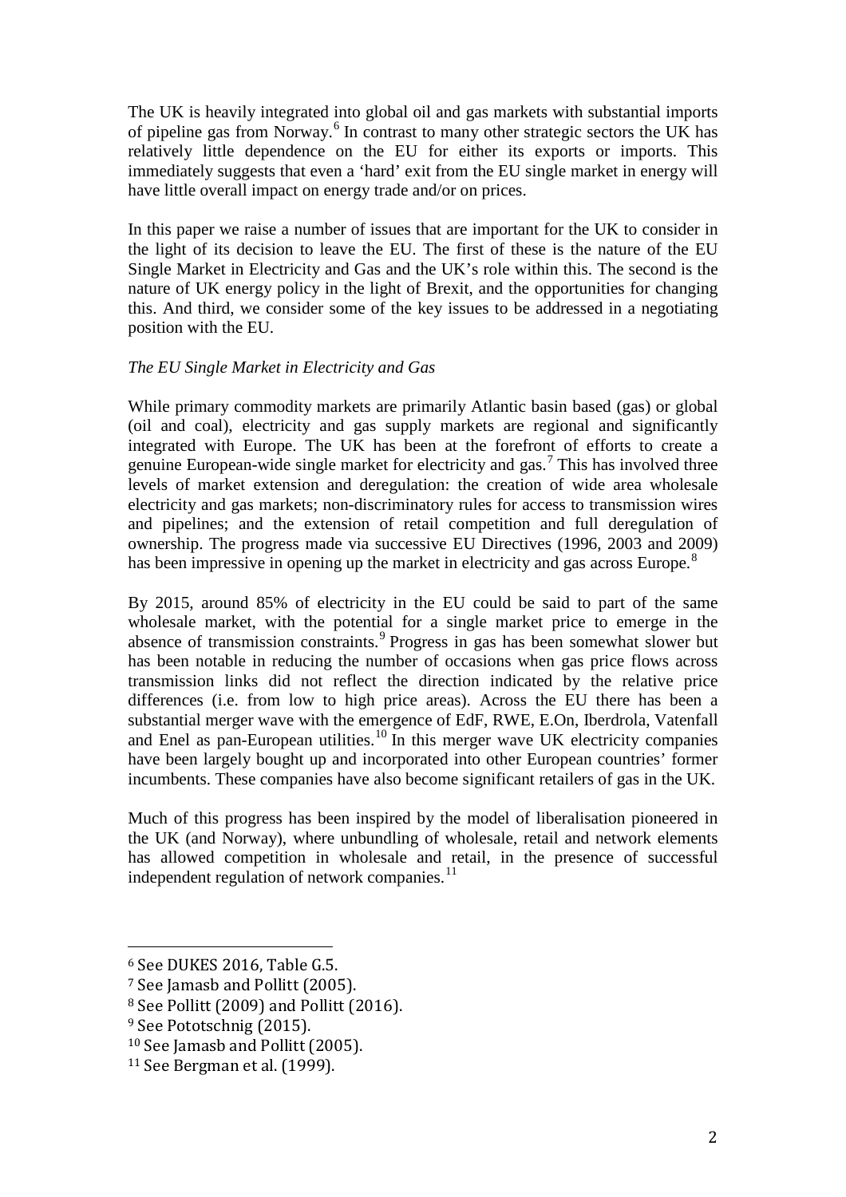The UK is heavily integrated into global oil and gas markets with substantial imports of pipeline gas from Norway.[6] In contrast to many other strategic sectors the UK has relatively little dependence on the EU for either its exports or imports. This immediately suggests that even a 'hard' exit from the EU single market in energy will have little overall impact on energy trade and/or on prices.

In this paper we raise a number of issues that are important for the UK to consider in the light of its decision to leave the EU. The first of these is the nature of the EU Single Market in Electricity and Gas and the UK's role within this. The second is the nature of UK energy policy in the light of Brexit, and the opportunities for changing this. And third, we consider some of the key issues to be addressed in a negotiating position with the EU.

*The EU Single Market in Electricity and Gas*

While primary commodity markets are primarily Atlantic basin based (gas) or global (oil and coal), electricity and gas supply markets are regional and significantly integrated with Europe. The UK has been at the forefront of efforts to create a genuine European-wide single market for electricity and gas.[7] This has involved three levels of market extension and deregulation: the creation of wide area wholesale electricity and gas markets; non-discriminatory rules for access to transmission wires and pipelines; and the extension of retail competition and full deregulation of ownership. The progress made via successive EU Directives (1996, 2003 and 2009) has been impressive in opening up the market in electricity and gas across Europe.[8]

By 2015, around 85% of electricity in the EU could be said to part of the same wholesale market, with the potential for a single market price to emerge in the absence of transmission constraints.[9] Progress in gas has been somewhat slower but has been notable in reducing the number of occasions when gas price flows across transmission links did not reflect the direction indicated by the relative price differences (i.e. from low to high price areas). Across the EU there has been a substantial merger wave with the emergence of EdF, RWE, E.On, Iberdrola, Vatenfall and Enel as pan-European utilities.[10] In this merger wave UK electricity companies have been largely bought up and incorporated into other European countries' former incumbents. These companies have also become significant retailers of gas in the UK.

Much of this progress has been inspired by the model of liberalisation pioneered in the UK (and Norway), where unbundling of wholesale, retail and network elements has allowed competition in wholesale and retail, in the presence of successful independent regulation of network companies.[11]

---

[6] See DUKES 2016, Table G.5.

[7] See Jamasb and Pollitt (2005).

[8] See Pollitt (2009) and Pollitt (2016).

[9] See Pototschnig (2015).

[10] See Jamasb and Pollitt (2005).

[11] See Bergman et al. (1999).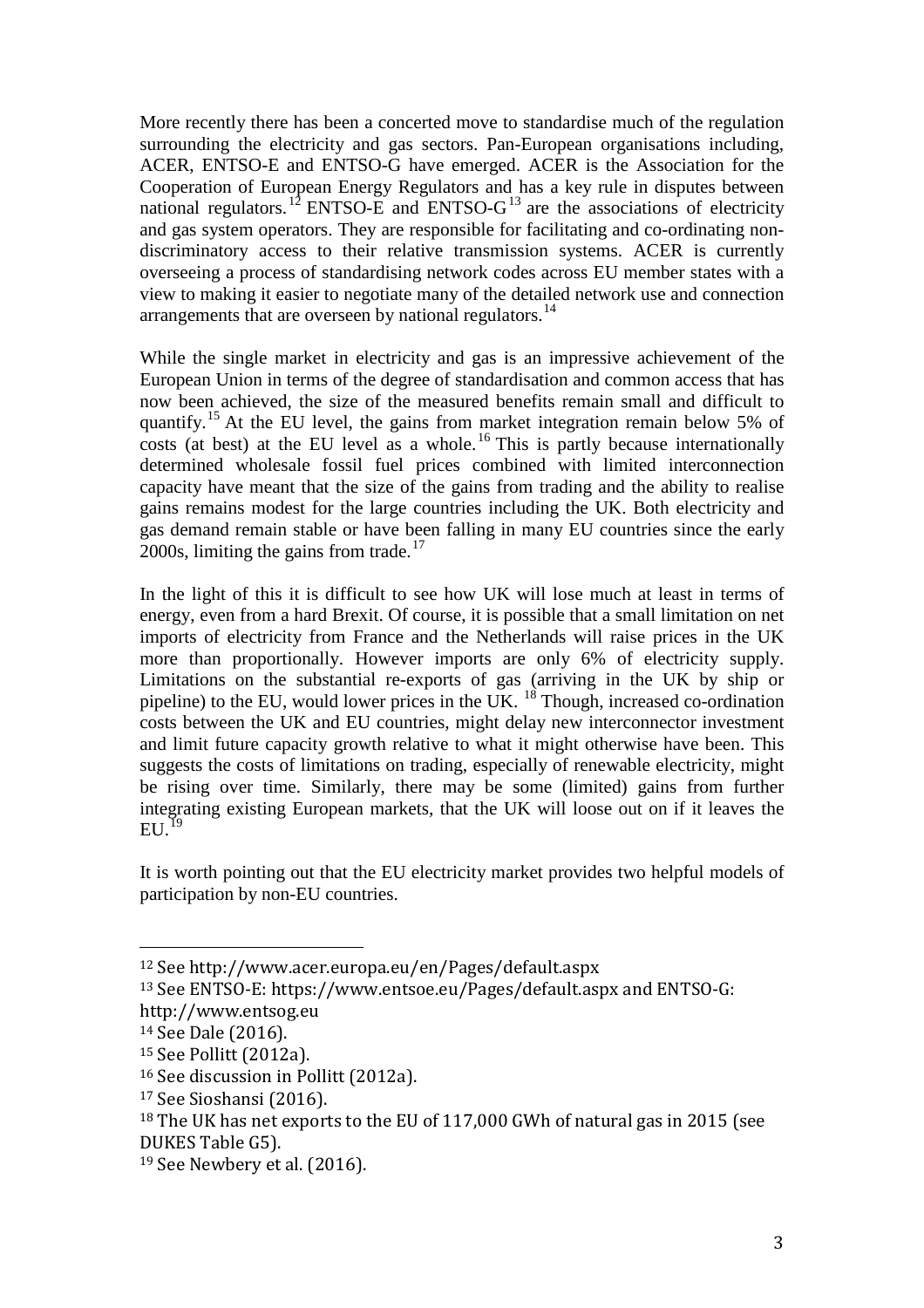More recently there has been a concerted move to standardise much of the regulation surrounding the electricity and gas sectors. Pan-European organisations including, ACER, ENTSO-E and ENTSO-G have emerged. ACER is the Association for the Cooperation of European Energy Regulators and has a key rule in disputes between national regulators.[12] ENTSO-E and ENTSO-G[13] are the associations of electricity and gas system operators. They are responsible for facilitating and co-ordinating non-discriminatory access to their relative transmission systems. ACER is currently overseeing a process of standardising network codes across EU member states with a view to making it easier to negotiate many of the detailed network use and connection arrangements that are overseen by national regulators.[14]

While the single market in electricity and gas is an impressive achievement of the European Union in terms of the degree of standardisation and common access that has now been achieved, the size of the measured benefits remain small and difficult to quantify.[15] At the EU level, the gains from market integration remain below 5% of costs (at best) at the EU level as a whole.[16] This is partly because internationally determined wholesale fossil fuel prices combined with limited interconnection capacity have meant that the size of the gains from trading and the ability to realise gains remains modest for the large countries including the UK. Both electricity and gas demand remain stable or have been falling in many EU countries since the early 2000s, limiting the gains from trade.[17]

In the light of this it is difficult to see how UK will lose much at least in terms of energy, even from a hard Brexit. Of course, it is possible that a small limitation on net imports of electricity from France and the Netherlands will raise prices in the UK more than proportionally. However imports are only 6% of electricity supply. Limitations on the substantial re-exports of gas (arriving in the UK by ship or pipeline) to the EU, would lower prices in the UK.[18] Though, increased co-ordination costs between the UK and EU countries, might delay new interconnector investment and limit future capacity growth relative to what it might otherwise have been. This suggests the costs of limitations on trading, especially of renewable electricity, might be rising over time. Similarly, there may be some (limited) gains from further integrating existing European markets, that the UK will loose out on if it leaves the EU.[19]

It is worth pointing out that the EU electricity market provides two helpful models of participation by non-EU countries.

---

[12] See http://www.acer.europa.eu/en/Pages/default.aspx

[13] See ENTSO-E: https://www.entsoe.eu/Pages/default.aspx and ENTSO-G: http://www.entsog.eu

[14] See Dale (2016).

[15] See Pollitt (2012a).

[16] See discussion in Pollitt (2012a).

[17] See Sioshansi (2016).

[18] The UK has net exports to the EU of 117,000 GWh of natural gas in 2015 (see DUKES Table G5).

[19] See Newbery et al. (2016).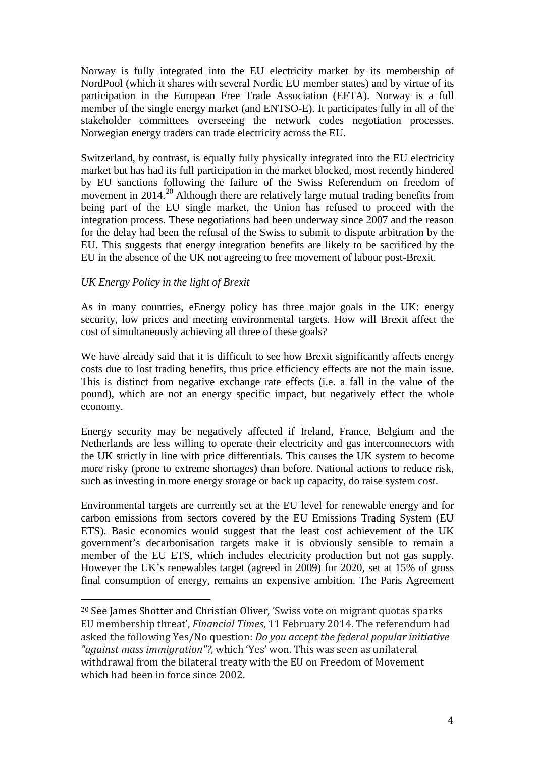Norway is fully integrated into the EU electricity market by its membership of NordPool (which it shares with several Nordic EU member states) and by virtue of its participation in the European Free Trade Association (EFTA). Norway is a full member of the single energy market (and ENTSO-E). It participates fully in all of the stakeholder committees overseeing the network codes negotiation processes. Norwegian energy traders can trade electricity across the EU.

Switzerland, by contrast, is equally fully physically integrated into the EU electricity market but has had its full participation in the market blocked, most recently hindered by EU sanctions following the failure of the Swiss Referendum on freedom of movement in 2014.[20] Although there are relatively large mutual trading benefits from being part of the EU single market, the Union has refused to proceed with the integration process. These negotiations had been underway since 2007 and the reason for the delay had been the refusal of the Swiss to submit to dispute arbitration by the EU. This suggests that energy integration benefits are likely to be sacrificed by the EU in the absence of the UK not agreeing to free movement of labour post-Brexit.

*UK Energy Policy in the light of Brexit*

As in many countries, eEnergy policy has three major goals in the UK: energy security, low prices and meeting environmental targets. How will Brexit affect the cost of simultaneously achieving all three of these goals?

We have already said that it is difficult to see how Brexit significantly affects energy costs due to lost trading benefits, thus price efficiency effects are not the main issue. This is distinct from negative exchange rate effects (i.e. a fall in the value of the pound), which are not an energy specific impact, but negatively effect the whole economy.

Energy security may be negatively affected if Ireland, France, Belgium and the Netherlands are less willing to operate their electricity and gas interconnectors with the UK strictly in line with price differentials. This causes the UK system to become more risky (prone to extreme shortages) than before. National actions to reduce risk, such as investing in more energy storage or back up capacity, do raise system cost.

Environmental targets are currently set at the EU level for renewable energy and for carbon emissions from sectors covered by the EU Emissions Trading System (EU ETS). Basic economics would suggest that the least cost achievement of the UK government's decarbonisation targets make it is obviously sensible to remain a member of the EU ETS, which includes electricity production but not gas supply. However the UK's renewables target (agreed in 2009) for 2020, set at 15% of gross final consumption of energy, remains an expensive ambition. The Paris Agreement

---

[20] See James Shotter and Christian Oliver, 'Swiss vote on migrant quotas sparks EU membership threat', *Financial Times*, 11 February 2014. The referendum had asked the following Yes/No question: *Do you accept the federal popular initiative "against mass immigration"?,* which 'Yes' won. This was seen as unilateral withdrawal from the bilateral treaty with the EU on Freedom of Movement which had been in force since 2002.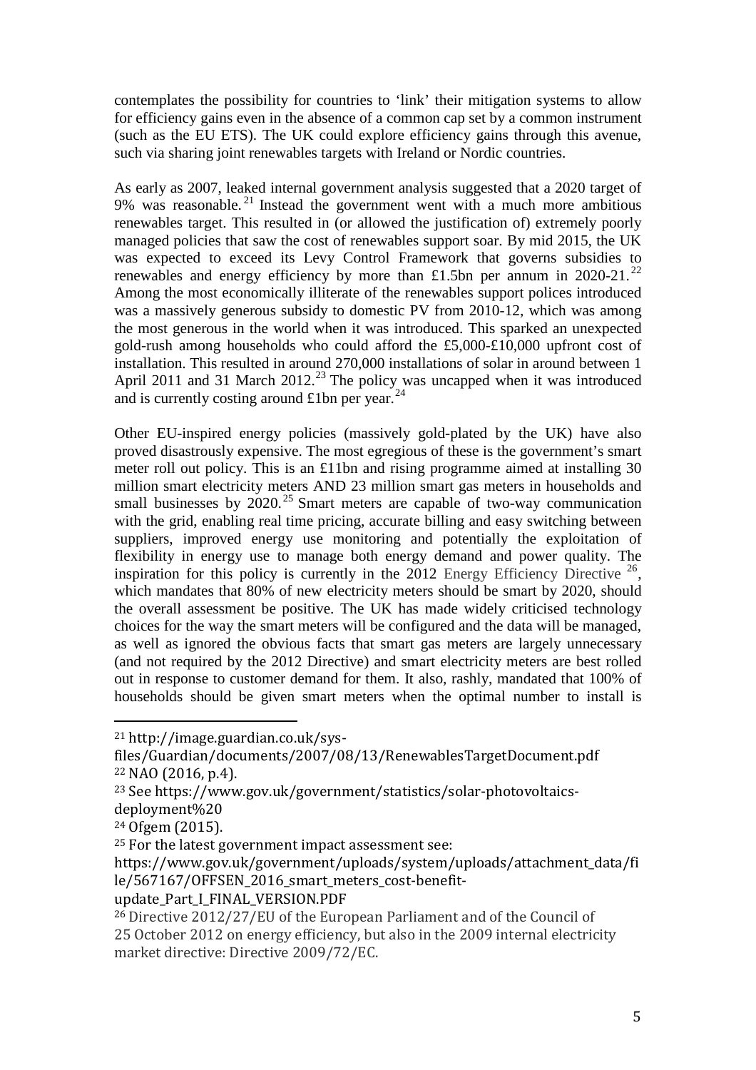contemplates the possibility for countries to 'link' their mitigation systems to allow for efficiency gains even in the absence of a common cap set by a common instrument (such as the EU ETS). The UK could explore efficiency gains through this avenue, such via sharing joint renewables targets with Ireland or Nordic countries.

As early as 2007, leaked internal government analysis suggested that a 2020 target of 9% was reasonable.[21] Instead the government went with a much more ambitious renewables target. This resulted in (or allowed the justification of) extremely poorly managed policies that saw the cost of renewables support soar. By mid 2015, the UK was expected to exceed its Levy Control Framework that governs subsidies to renewables and energy efficiency by more than £1.5bn per annum in 2020-21.[22] Among the most economically illiterate of the renewables support polices introduced was a massively generous subsidy to domestic PV from 2010-12, which was among the most generous in the world when it was introduced. This sparked an unexpected gold-rush among households who could afford the £5,000-£10,000 upfront cost of installation. This resulted in around 270,000 installations of solar in around between 1 April 2011 and 31 March 2012.[23] The policy was uncapped when it was introduced and is currently costing around £1bn per year.[24]

Other EU-inspired energy policies (massively gold-plated by the UK) have also proved disastrously expensive. The most egregious of these is the government's smart meter roll out policy. This is an £11bn and rising programme aimed at installing 30 million smart electricity meters AND 23 million smart gas meters in households and small businesses by 2020.[25] Smart meters are capable of two-way communication with the grid, enabling real time pricing, accurate billing and easy switching between suppliers, improved energy use monitoring and potentially the exploitation of flexibility in energy use to manage both energy demand and power quality. The inspiration for this policy is currently in the 2012 Energy Efficiency Directive [26], which mandates that 80% of new electricity meters should be smart by 2020, should the overall assessment be positive. The UK has made widely criticised technology choices for the way the smart meters will be configured and the data will be managed, as well as ignored the obvious facts that smart gas meters are largely unnecessary (and not required by the 2012 Directive) and smart electricity meters are best rolled out in response to customer demand for them. It also, rashly, mandated that 100% of households should be given smart meters when the optimal number to install is

---

[21] http://image.guardian.co.uk/sys-files/Guardian/documents/2007/08/13/RenewablesTargetDocument.pdf

[22] NAO (2016, p.4).

[23] See https://www.gov.uk/government/statistics/solar-photovoltaics-deployment%20

[24] Ofgem (2015).

[25] For the latest government impact assessment see: https://www.gov.uk/government/uploads/system/uploads/attachment_data/file/567167/OFFSEN_2016_smart_meters_cost-benefit-update_Part_I_FINAL_VERSION.PDF

[26] Directive 2012/27/EU of the European Parliament and of the Council of 25 October 2012 on energy efficiency, but also in the 2009 internal electricity market directive: Directive 2009/72/EC.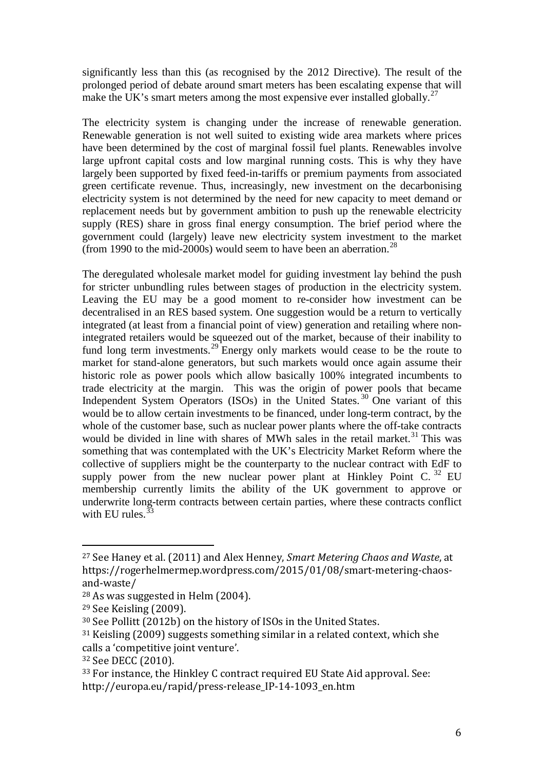significantly less than this (as recognised by the 2012 Directive). The result of the prolonged period of debate around smart meters has been escalating expense that will make the UK's smart meters among the most expensive ever installed globally.[27]

The electricity system is changing under the increase of renewable generation. Renewable generation is not well suited to existing wide area markets where prices have been determined by the cost of marginal fossil fuel plants. Renewables involve large upfront capital costs and low marginal running costs. This is why they have largely been supported by fixed feed-in-tariffs or premium payments from associated green certificate revenue. Thus, increasingly, new investment on the decarbonising electricity system is not determined by the need for new capacity to meet demand or replacement needs but by government ambition to push up the renewable electricity supply (RES) share in gross final energy consumption. The brief period where the government could (largely) leave new electricity system investment to the market (from 1990 to the mid-2000s) would seem to have been an aberration.[28]

The deregulated wholesale market model for guiding investment lay behind the push for stricter unbundling rules between stages of production in the electricity system. Leaving the EU may be a good moment to re-consider how investment can be decentralised in an RES based system. One suggestion would be a return to vertically integrated (at least from a financial point of view) generation and retailing where non-integrated retailers would be squeezed out of the market, because of their inability to fund long term investments.[29] Energy only markets would cease to be the route to market for stand-alone generators, but such markets would once again assume their historic role as power pools which allow basically 100% integrated incumbents to trade electricity at the margin. This was the origin of power pools that became Independent System Operators (ISOs) in the United States.[30] One variant of this would be to allow certain investments to be financed, under long-term contract, by the whole of the customer base, such as nuclear power plants where the off-take contracts would be divided in line with shares of MWh sales in the retail market.[31] This was something that was contemplated with the UK's Electricity Market Reform where the collective of suppliers might be the counterparty to the nuclear contract with EdF to supply power from the new nuclear power plant at Hinkley Point C.[32] EU membership currently limits the ability of the UK government to approve or underwrite long-term contracts between certain parties, where these contracts conflict with EU rules.[33]

---

[27] See Haney et al. (2011) and Alex Henney, *Smart Metering Chaos and Waste*, at https://rogerhelmermep.wordpress.com/2015/01/08/smart-metering-chaos-and-waste/

[28] As was suggested in Helm (2004).

[29] See Keisling (2009).

[30] See Pollitt (2012b) on the history of ISOs in the United States.

[31] Keisling (2009) suggests something similar in a related context, which she calls a 'competitive joint venture'.

[32] See DECC (2010).

[33] For instance, the Hinkley C contract required EU State Aid approval. See: http://europa.eu/rapid/press-release_IP-14-1093_en.htm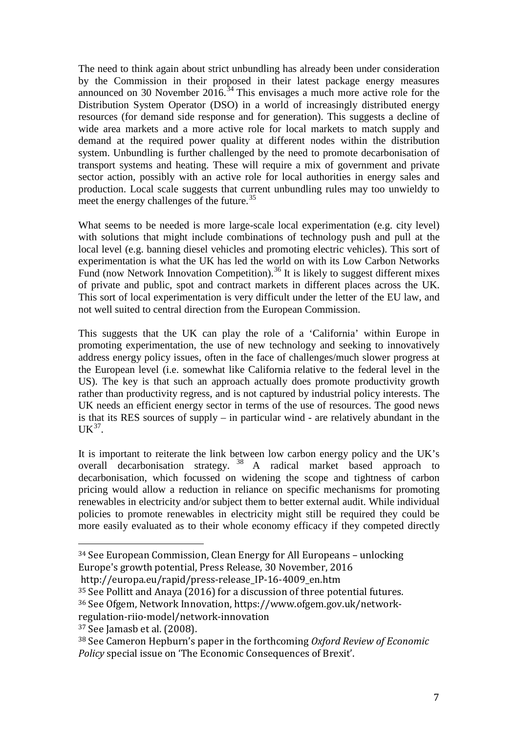The need to think again about strict unbundling has already been under consideration by the Commission in their proposed in their latest package energy measures announced on 30 November 2016.[34] This envisages a much more active role for the Distribution System Operator (DSO) in a world of increasingly distributed energy resources (for demand side response and for generation). This suggests a decline of wide area markets and a more active role for local markets to match supply and demand at the required power quality at different nodes within the distribution system. Unbundling is further challenged by the need to promote decarbonisation of transport systems and heating. These will require a mix of government and private sector action, possibly with an active role for local authorities in energy sales and production. Local scale suggests that current unbundling rules may too unwieldy to meet the energy challenges of the future.[35]

What seems to be needed is more large-scale local experimentation (e.g. city level) with solutions that might include combinations of technology push and pull at the local level (e.g. banning diesel vehicles and promoting electric vehicles). This sort of experimentation is what the UK has led the world on with its Low Carbon Networks Fund (now Network Innovation Competition).[36] It is likely to suggest different mixes of private and public, spot and contract markets in different places across the UK. This sort of local experimentation is very difficult under the letter of the EU law, and not well suited to central direction from the European Commission.

This suggests that the UK can play the role of a 'California' within Europe in promoting experimentation, the use of new technology and seeking to innovatively address energy policy issues, often in the face of challenges/much slower progress at the European level (i.e. somewhat like California relative to the federal level in the US). The key is that such an approach actually does promote productivity growth rather than productivity regress, and is not captured by industrial policy interests. The UK needs an efficient energy sector in terms of the use of resources. The good news is that its RES sources of supply – in particular wind - are relatively abundant in the UK[37].

It is important to reiterate the link between low carbon energy policy and the UK's overall decarbonisation strategy. [38] A radical market based approach to decarbonisation, which focussed on widening the scope and tightness of carbon pricing would allow a reduction in reliance on specific mechanisms for promoting renewables in electricity and/or subject them to better external audit. While individual policies to promote renewables in electricity might still be required they could be more easily evaluated as to their whole economy efficacy if they competed directly

---

[34] See European Commission, Clean Energy for All Europeans – unlocking Europe's growth potential, Press Release, 30 November, 2016 http://europa.eu/rapid/press-release_IP-16-4009_en.htm

[35] See Pollitt and Anaya (2016) for a discussion of three potential futures.

[36] See Ofgem, Network Innovation, https://www.ofgem.gov.uk/network-regulation-riio-model/network-innovation

[37] See Jamasb et al. (2008).

[38] See Cameron Hepburn's paper in the forthcoming *Oxford Review of Economic Policy* special issue on 'The Economic Consequences of Brexit'.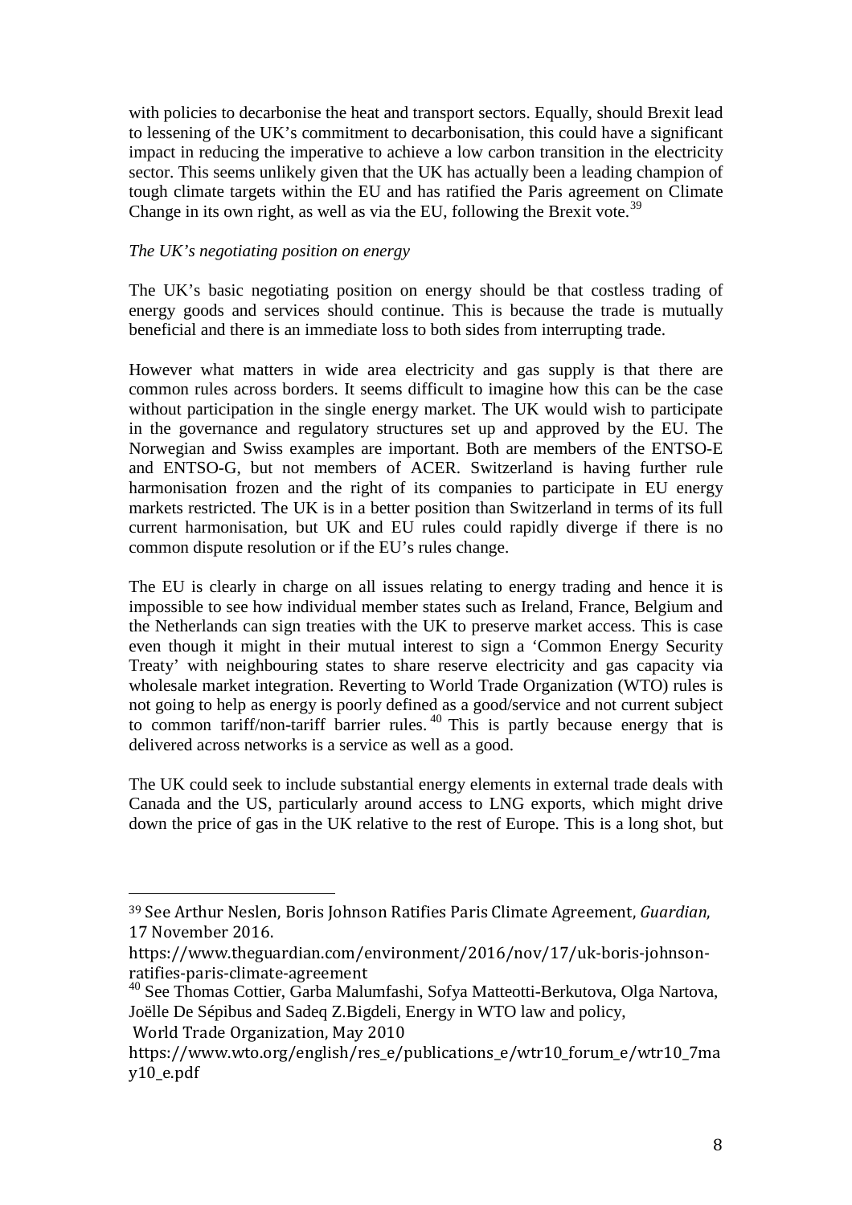with policies to decarbonise the heat and transport sectors. Equally, should Brexit lead to lessening of the UK's commitment to decarbonisation, this could have a significant impact in reducing the imperative to achieve a low carbon transition in the electricity sector. This seems unlikely given that the UK has actually been a leading champion of tough climate targets within the EU and has ratified the Paris agreement on Climate Change in its own right, as well as via the EU, following the Brexit vote.[39]

*The UK's negotiating position on energy*

The UK's basic negotiating position on energy should be that costless trading of energy goods and services should continue. This is because the trade is mutually beneficial and there is an immediate loss to both sides from interrupting trade.

However what matters in wide area electricity and gas supply is that there are common rules across borders. It seems difficult to imagine how this can be the case without participation in the single energy market. The UK would wish to participate in the governance and regulatory structures set up and approved by the EU. The Norwegian and Swiss examples are important. Both are members of the ENTSO-E and ENTSO-G, but not members of ACER. Switzerland is having further rule harmonisation frozen and the right of its companies to participate in EU energy markets restricted. The UK is in a better position than Switzerland in terms of its full current harmonisation, but UK and EU rules could rapidly diverge if there is no common dispute resolution or if the EU's rules change.

The EU is clearly in charge on all issues relating to energy trading and hence it is impossible to see how individual member states such as Ireland, France, Belgium and the Netherlands can sign treaties with the UK to preserve market access. This is case even though it might in their mutual interest to sign a 'Common Energy Security Treaty' with neighbouring states to share reserve electricity and gas capacity via wholesale market integration. Reverting to World Trade Organization (WTO) rules is not going to help as energy is poorly defined as a good/service and not current subject to common tariff/non-tariff barrier rules.[40] This is partly because energy that is delivered across networks is a service as well as a good.

The UK could seek to include substantial energy elements in external trade deals with Canada and the US, particularly around access to LNG exports, which might drive down the price of gas in the UK relative to the rest of Europe. This is a long shot, but

---

[39] See Arthur Neslen, Boris Johnson Ratifies Paris Climate Agreement, *Guardian*, 17 November 2016. https://www.theguardian.com/environment/2016/nov/17/uk-boris-johnson-ratifies-paris-climate-agreement

[40] See Thomas Cottier, Garba Malumfashi, Sofya Matteotti-Berkutova, Olga Nartova, Joëlle De Sépibus and Sadeq Z.Bigdeli, Energy in WTO law and policy, World Trade Organization, May 2010 https://www.wto.org/english/res_e/publications_e/wtr10_forum_e/wtr10_7may10_e.pdf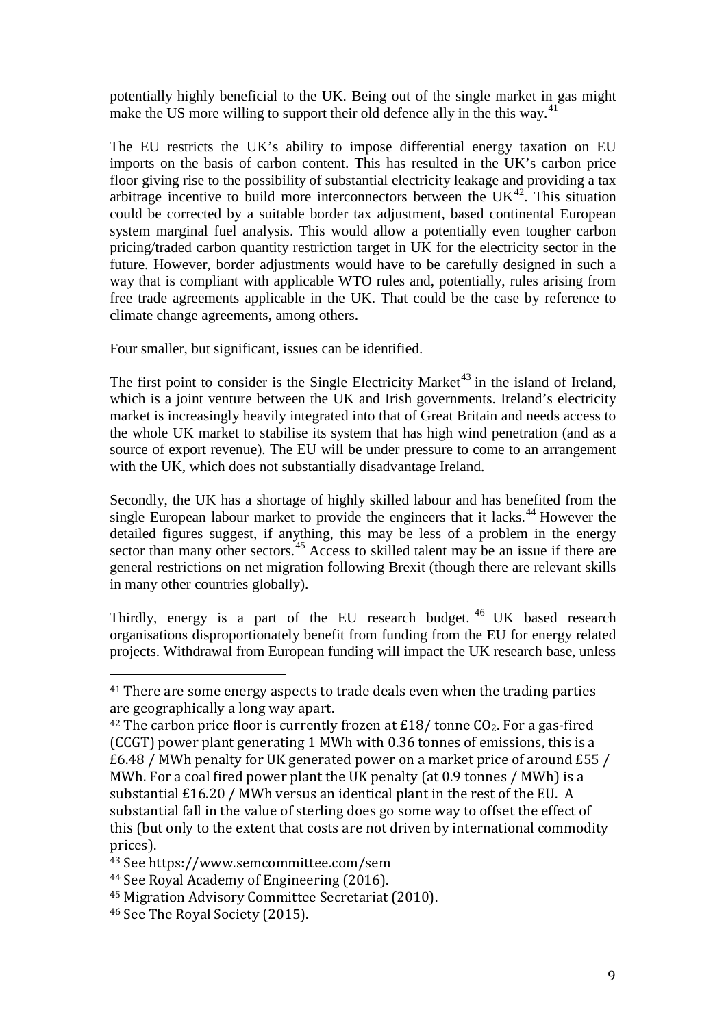potentially highly beneficial to the UK. Being out of the single market in gas might make the US more willing to support their old defence ally in the this way.[41]

The EU restricts the UK's ability to impose differential energy taxation on EU imports on the basis of carbon content. This has resulted in the UK's carbon price floor giving rise to the possibility of substantial electricity leakage and providing a tax arbitrage incentive to build more interconnectors between the UK[42]. This situation could be corrected by a suitable border tax adjustment, based continental European system marginal fuel analysis. This would allow a potentially even tougher carbon pricing/traded carbon quantity restriction target in UK for the electricity sector in the future. However, border adjustments would have to be carefully designed in such a way that is compliant with applicable WTO rules and, potentially, rules arising from free trade agreements applicable in the UK. That could be the case by reference to climate change agreements, among others.

Four smaller, but significant, issues can be identified.

The first point to consider is the Single Electricity Market[43] in the island of Ireland, which is a joint venture between the UK and Irish governments. Ireland's electricity market is increasingly heavily integrated into that of Great Britain and needs access to the whole UK market to stabilise its system that has high wind penetration (and as a source of export revenue). The EU will be under pressure to come to an arrangement with the UK, which does not substantially disadvantage Ireland.

Secondly, the UK has a shortage of highly skilled labour and has benefited from the single European labour market to provide the engineers that it lacks.[44] However the detailed figures suggest, if anything, this may be less of a problem in the energy sector than many other sectors.[45] Access to skilled talent may be an issue if there are general restrictions on net migration following Brexit (though there are relevant skills in many other countries globally).

Thirdly, energy is a part of the EU research budget.[46] UK based research organisations disproportionately benefit from funding from the EU for energy related projects. Withdrawal from European funding will impact the UK research base, unless

---

[41] There are some energy aspects to trade deals even when the trading parties are geographically a long way apart.

[42] The carbon price floor is currently frozen at £18/ tonne $CO_2$. For a gas-fired (CCGT) power plant generating 1 MWh with 0.36 tonnes of emissions, this is a £6.48 / MWh penalty for UK generated power on a market price of around £55 / MWh. For a coal fired power plant the UK penalty (at 0.9 tonnes / MWh) is a substantial £16.20 / MWh versus an identical plant in the rest of the EU. A substantial fall in the value of sterling does go some way to offset the effect of this (but only to the extent that costs are not driven by international commodity prices).

[43] See https://www.semcommittee.com/sem

[44] See Royal Academy of Engineering (2016).

[45] Migration Advisory Committee Secretariat (2010).

[46] See The Royal Society (2015).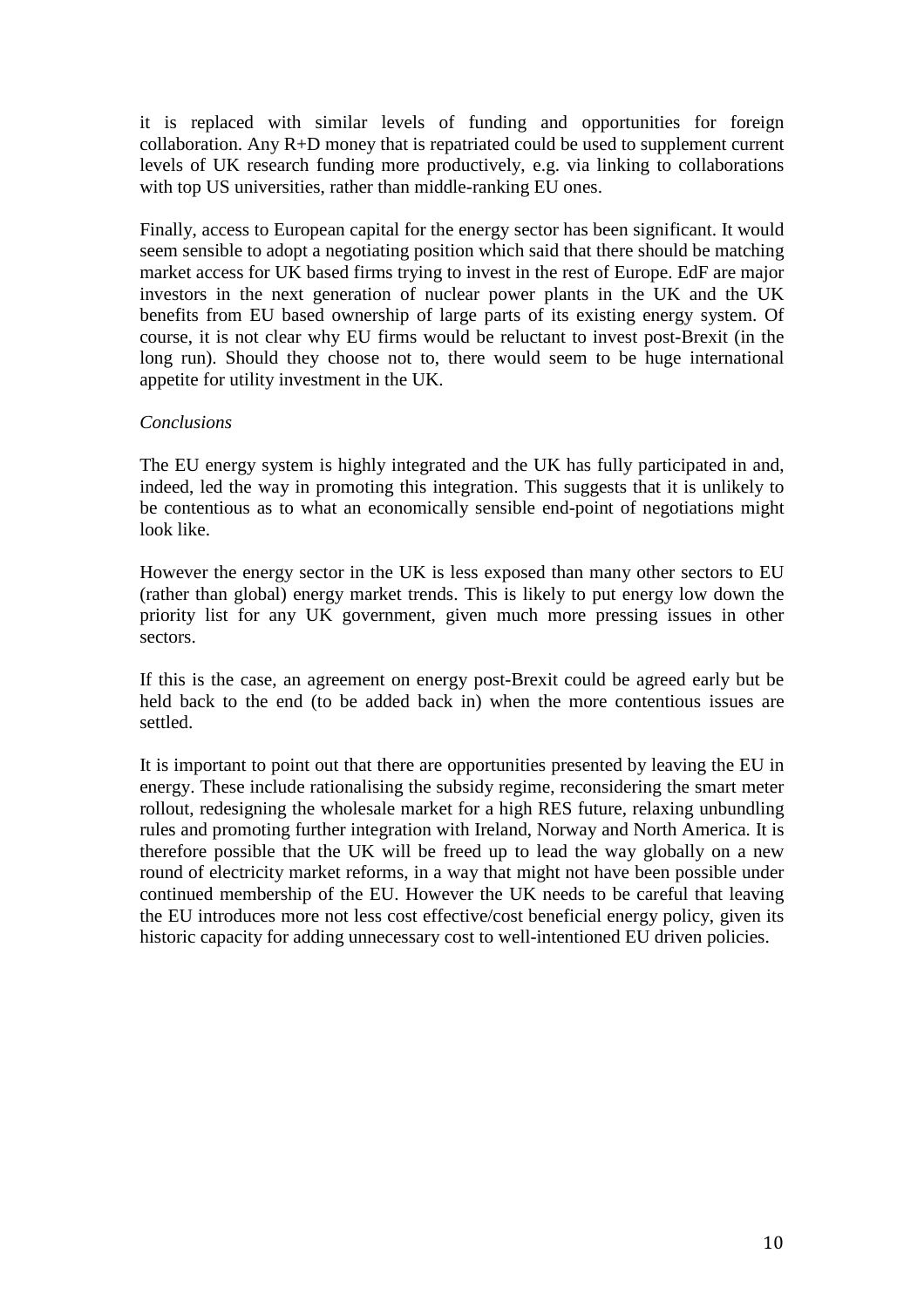it is replaced with similar levels of funding and opportunities for foreign collaboration. Any R+D money that is repatriated could be used to supplement current levels of UK research funding more productively, e.g. via linking to collaborations with top US universities, rather than middle-ranking EU ones.

Finally, access to European capital for the energy sector has been significant. It would seem sensible to adopt a negotiating position which said that there should be matching market access for UK based firms trying to invest in the rest of Europe. EdF are major investors in the next generation of nuclear power plants in the UK and the UK benefits from EU based ownership of large parts of its existing energy system. Of course, it is not clear why EU firms would be reluctant to invest post-Brexit (in the long run). Should they choose not to, there would seem to be huge international appetite for utility investment in the UK.

*Conclusions*

The EU energy system is highly integrated and the UK has fully participated in and, indeed, led the way in promoting this integration. This suggests that it is unlikely to be contentious as to what an economically sensible end-point of negotiations might look like.

However the energy sector in the UK is less exposed than many other sectors to EU (rather than global) energy market trends. This is likely to put energy low down the priority list for any UK government, given much more pressing issues in other sectors.

If this is the case, an agreement on energy post-Brexit could be agreed early but be held back to the end (to be added back in) when the more contentious issues are settled.

It is important to point out that there are opportunities presented by leaving the EU in energy. These include rationalising the subsidy regime, reconsidering the smart meter rollout, redesigning the wholesale market for a high RES future, relaxing unbundling rules and promoting further integration with Ireland, Norway and North America. It is therefore possible that the UK will be freed up to lead the way globally on a new round of electricity market reforms, in a way that might not have been possible under continued membership of the EU. However the UK needs to be careful that leaving the EU introduces more not less cost effective/cost beneficial energy policy, given its historic capacity for adding unnecessary cost to well-intentioned EU driven policies.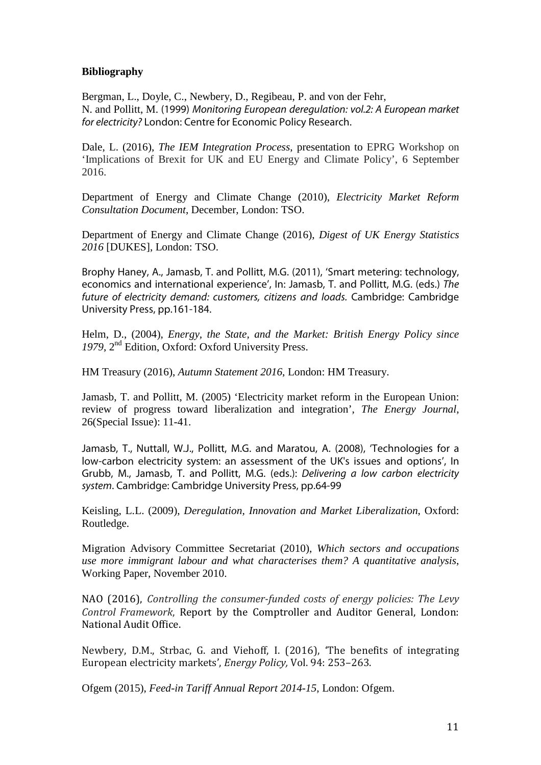**Bibliography**

Bergman, L., Doyle, C., Newbery, D., Regibeau, P. and von der Fehr, N. and Pollitt, M. (1999) *Monitoring European deregulation: vol.2: A European market for electricity?* London: Centre for Economic Policy Research.

Dale, L. (2016), *The IEM Integration Process*, presentation to EPRG Workshop on 'Implications of Brexit for UK and EU Energy and Climate Policy', 6 September 2016.

Department of Energy and Climate Change (2010), *Electricity Market Reform Consultation Document*, December, London: TSO.

Department of Energy and Climate Change (2016), *Digest of UK Energy Statistics 2016* [DUKES], London: TSO.

Brophy Haney, A., Jamasb, T. and Pollitt, M.G. (2011), 'Smart metering: technology, economics and international experience', In: Jamasb, T. and Pollitt, M.G. (eds.) *The future of electricity demand: customers, citizens and loads.* Cambridge: Cambridge University Press, pp.161-184.

Helm, D., (2004), *Energy, the State, and the Market: British Energy Policy since 1979*, 2nd Edition, Oxford: Oxford University Press.

HM Treasury (2016), *Autumn Statement 2016*, London: HM Treasury.

Jamasb, T. and Pollitt, M. (2005) 'Electricity market reform in the European Union: review of progress toward liberalization and integration', *The Energy Journal*, 26(Special Issue): 11-41.

Jamasb, T., Nuttall, W.J., Pollitt, M.G. and Maratou, A. (2008), 'Technologies for a low-carbon electricity system: an assessment of the UK's issues and options', In Grubb, M., Jamasb, T. and Pollitt, M.G. (eds.): *Delivering a low carbon electricity system*. Cambridge: Cambridge University Press, pp.64-99

Keisling, L.L. (2009), *Deregulation, Innovation and Market Liberalization*, Oxford: Routledge.

Migration Advisory Committee Secretariat (2010), *Which sectors and occupations use more immigrant labour and what characterises them? A quantitative analysis*, Working Paper, November 2010.

NAO (2016), *Controlling the consumer-funded costs of energy policies: The Levy Control Framework*, Report by the Comptroller and Auditor General, London: National Audit Office.

Newbery, D.M., Strbac, G. and Viehoff, I. (2016), 'The benefits of integrating European electricity markets', *Energy Policy,* Vol. 94: 253–263.

Ofgem (2015), *Feed-in Tariff Annual Report 2014-15*, London: Ofgem.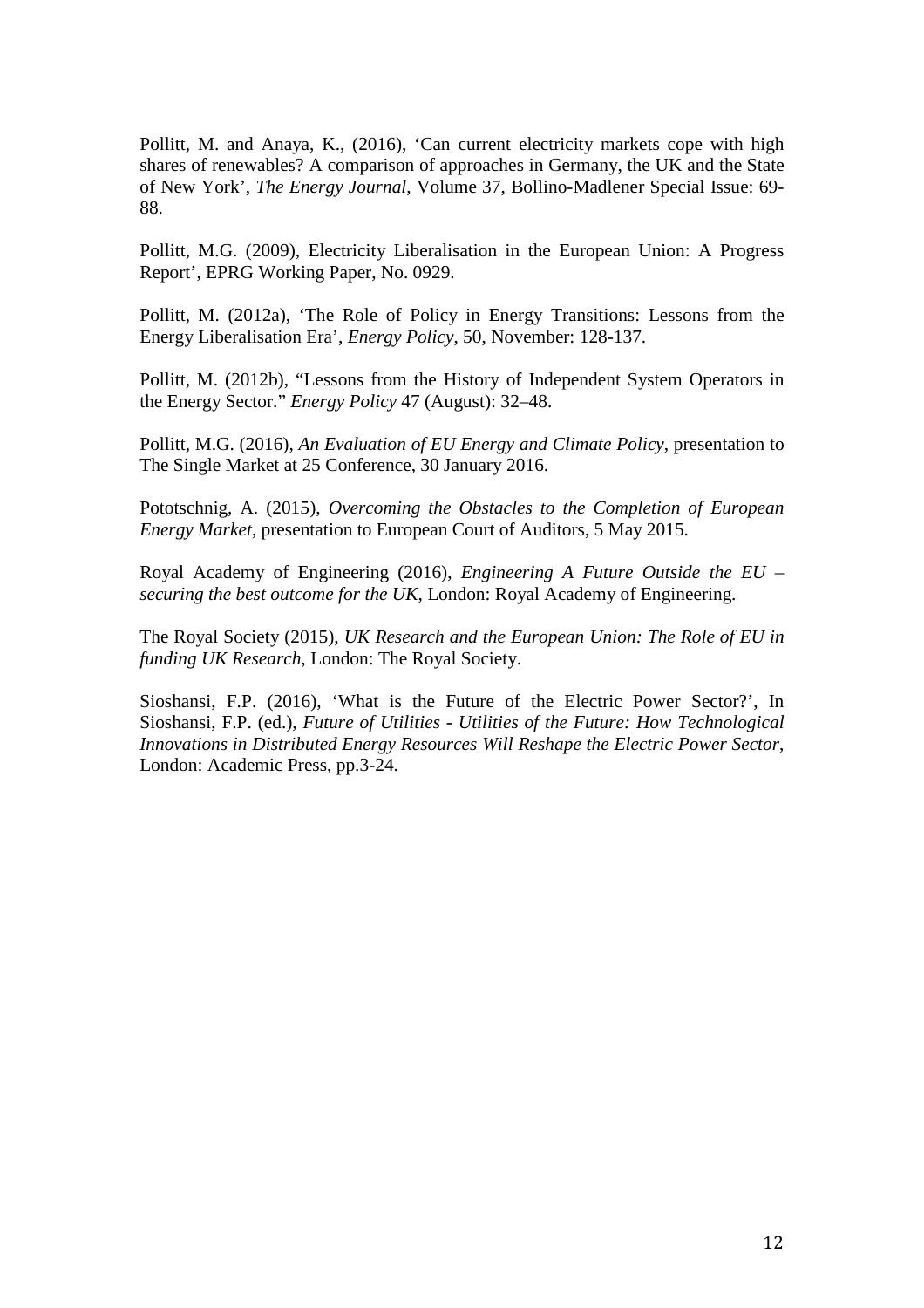Pollitt, M. and Anaya, K., (2016), 'Can current electricity markets cope with high shares of renewables? A comparison of approaches in Germany, the UK and the State of New York', *The Energy Journal*, Volume 37, Bollino-Madlener Special Issue: 69-88.

Pollitt, M.G. (2009), Electricity Liberalisation in the European Union: A Progress Report', EPRG Working Paper, No. 0929.

Pollitt, M. (2012a), 'The Role of Policy in Energy Transitions: Lessons from the Energy Liberalisation Era', *Energy Policy*, 50, November: 128-137.

Pollitt, M. (2012b), "Lessons from the History of Independent System Operators in the Energy Sector." *Energy Policy* 47 (August): 32–48.

Pollitt, M.G. (2016), *An Evaluation of EU Energy and Climate Policy*, presentation to The Single Market at 25 Conference, 30 January 2016.

Pototschnig, A. (2015), *Overcoming the Obstacles to the Completion of European Energy Market*, presentation to European Court of Auditors, 5 May 2015.

Royal Academy of Engineering (2016), *Engineering A Future Outside the EU – securing the best outcome for the UK*, London: Royal Academy of Engineering.

The Royal Society (2015), *UK Research and the European Union: The Role of EU in funding UK Research*, London: The Royal Society.

Sioshansi, F.P. (2016), 'What is the Future of the Electric Power Sector?', In Sioshansi, F.P. (ed.), *Future of Utilities - Utilities of the Future: How Technological Innovations in Distributed Energy Resources Will Reshape the Electric Power Sector*, London: Academic Press, pp.3-24.